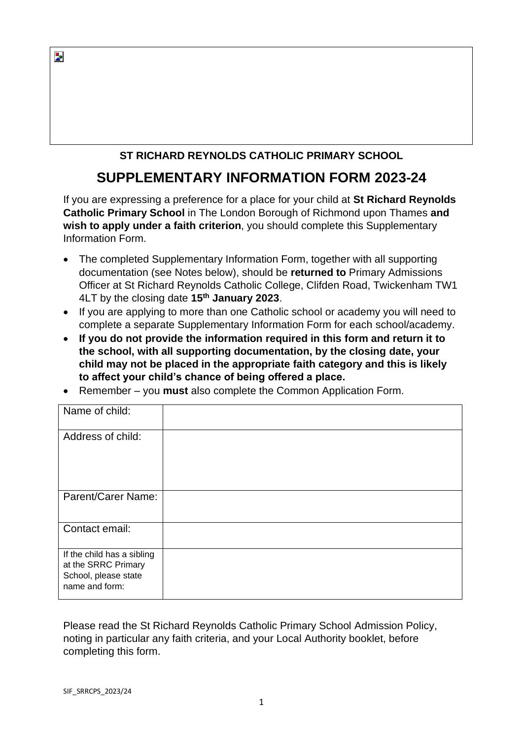**ST RICHARD REYNOLDS CATHOLIC PRIMARY SCHOOL**

# SUPPLEMENTARY INFORMATION FORM 2023-24

If you are expressing a preference for a place for your child at **St Richard Reynolds Catholic Primary School** in The London Borough of Richmond upon Thames **and wish to apply under a faith criterion**, you should complete this Supplementary Information Form.

- The completed Supplementary Information Form, together with all supporting documentation (see Notes below), should be **returned to** Primary Admissions Officer at St Richard Reynolds Catholic College, Clifden Road, Twickenham TW1 4LT by the closing date **15th January 2023**.
- If you are applying to more than one Catholic school or academy you will need to complete a separate Supplementary Information Form for each school/academy.
- **If you do not provide the information required in this form and return it to the school, with all supporting documentation, by the closing date, your child may not be placed in the appropriate faith category and this is likely to affect your child's chance of being offered a place.**
- Remember – you **must** also complete the Common Application Form.

| Name of child: | |
|---|---|
| Address of child: | |
| Parent/Carer Name: | |
| Contact email: | |
| If the child has a sibling at the SRRC Primary School, please state name and form: | |

Please read the St Richard Reynolds Catholic Primary School Admission Policy, noting in particular any faith criteria, and your Local Authority booklet, before completing this form.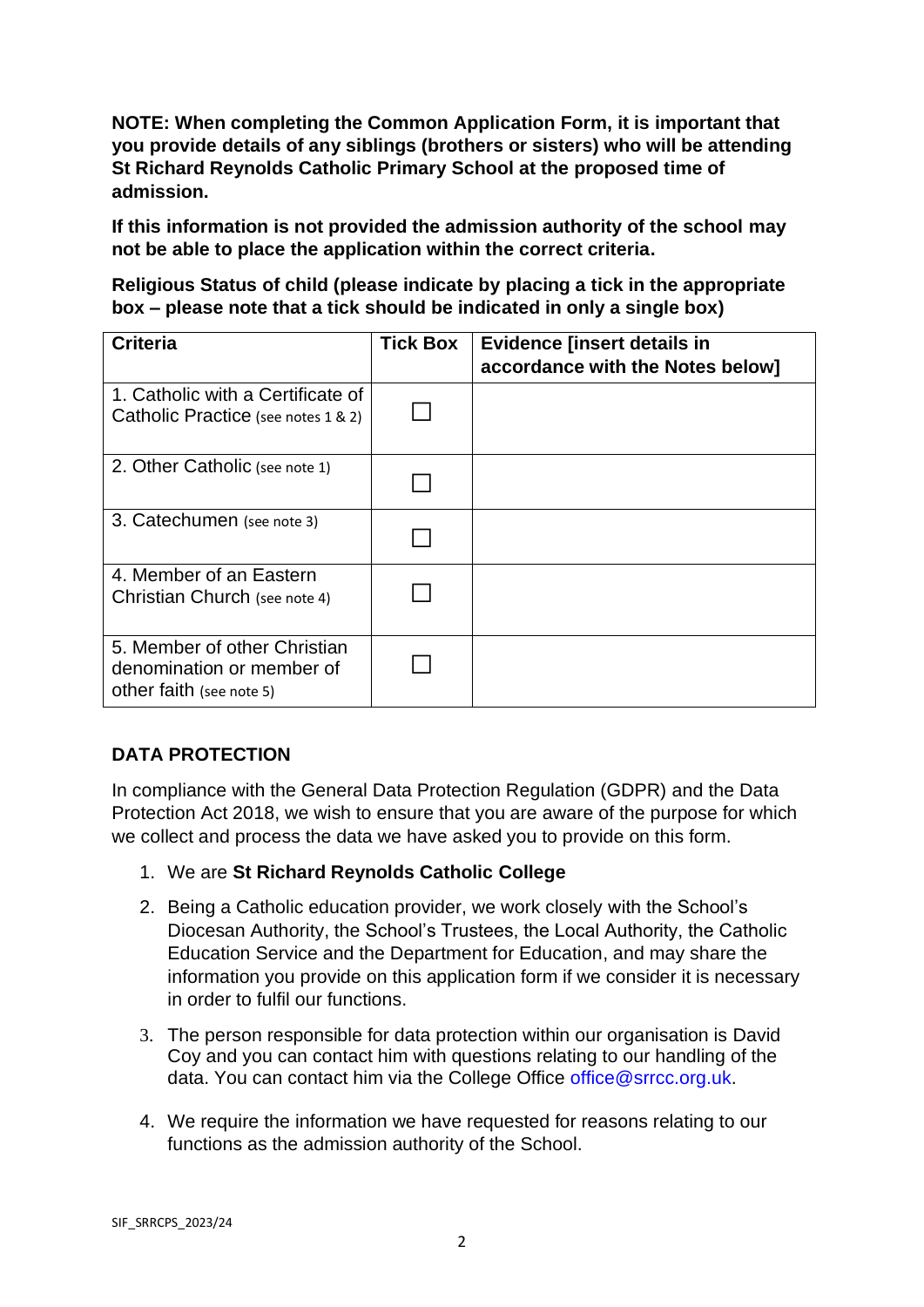**NOTE: When completing the Common Application Form, it is important that you provide details of any siblings (brothers or sisters) who will be attending St Richard Reynolds Catholic Primary School at the proposed time of admission.**

**If this information is not provided the admission authority of the school may not be able to place the application within the correct criteria.**

**Religious Status of child (please indicate by placing a tick in the appropriate box – please note that a tick should be indicated in only a single box)**

| **Criteria** | **Tick Box** | **Evidence [insert details in accordance with the Notes below]** |
|---|---|---|
| 1. Catholic with a Certificate of Catholic Practice (see notes 1 & 2) | ☐ | |
| 2. Other Catholic (see note 1) | ☐ | |
| 3. Catechumen (see note 3) | ☐ | |
| 4. Member of an Eastern Christian Church (see note 4) | ☐ | |
| 5. Member of other Christian denomination or member of other faith (see note 5) | ☐ | |

## DATA PROTECTION

In compliance with the General Data Protection Regulation (GDPR) and the Data Protection Act 2018, we wish to ensure that you are aware of the purpose for which we collect and process the data we have asked you to provide on this form.

1. We are **St Richard Reynolds Catholic College**
2. Being a Catholic education provider, we work closely with the School's Diocesan Authority, the School's Trustees, the Local Authority, the Catholic Education Service and the Department for Education, and may share the information you provide on this application form if we consider it is necessary in order to fulfil our functions.
3. The person responsible for data protection within our organisation is David Coy and you can contact him with questions relating to our handling of the data. You can contact him via the College Office office@srrcc.org.uk.
4. We require the information we have requested for reasons relating to our functions as the admission authority of the School.

SIF_SRRCPS_2023/24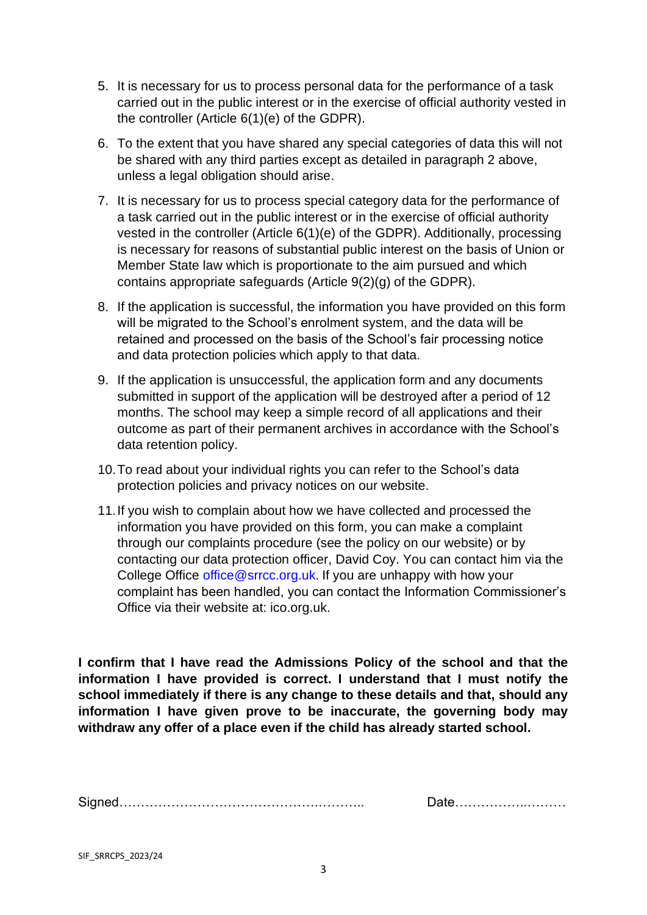5. It is necessary for us to process personal data for the performance of a task carried out in the public interest or in the exercise of official authority vested in the controller (Article 6(1)(e) of the GDPR).

6. To the extent that you have shared any special categories of data this will not be shared with any third parties except as detailed in paragraph 2 above, unless a legal obligation should arise.

7. It is necessary for us to process special category data for the performance of a task carried out in the public interest or in the exercise of official authority vested in the controller (Article 6(1)(e) of the GDPR). Additionally, processing is necessary for reasons of substantial public interest on the basis of Union or Member State law which is proportionate to the aim pursued and which contains appropriate safeguards (Article 9(2)(g) of the GDPR).

8. If the application is successful, the information you have provided on this form will be migrated to the School's enrolment system, and the data will be retained and processed on the basis of the School's fair processing notice and data protection policies which apply to that data.

9. If the application is unsuccessful, the application form and any documents submitted in support of the application will be destroyed after a period of 12 months. The school may keep a simple record of all applications and their outcome as part of their permanent archives in accordance with the School's data retention policy.

10. To read about your individual rights you can refer to the School's data protection policies and privacy notices on our website.

11. If you wish to complain about how we have collected and processed the information you have provided on this form, you can make a complaint through our complaints procedure (see the policy on our website) or by contacting our data protection officer, David Coy. You can contact him via the College Office office@srrcc.org.uk. If you are unhappy with how your complaint has been handled, you can contact the Information Commissioner's Office via their website at: ico.org.uk.

**I confirm that I have read the Admissions Policy of the school and that the information I have provided is correct. I understand that I must notify the school immediately if there is any change to these details and that, should any information I have given prove to be inaccurate, the governing body may withdraw any offer of a place even if the child has already started school.**

Signed……………………………………….……….. Date……………..………

SIF_SRRCPS_2023/24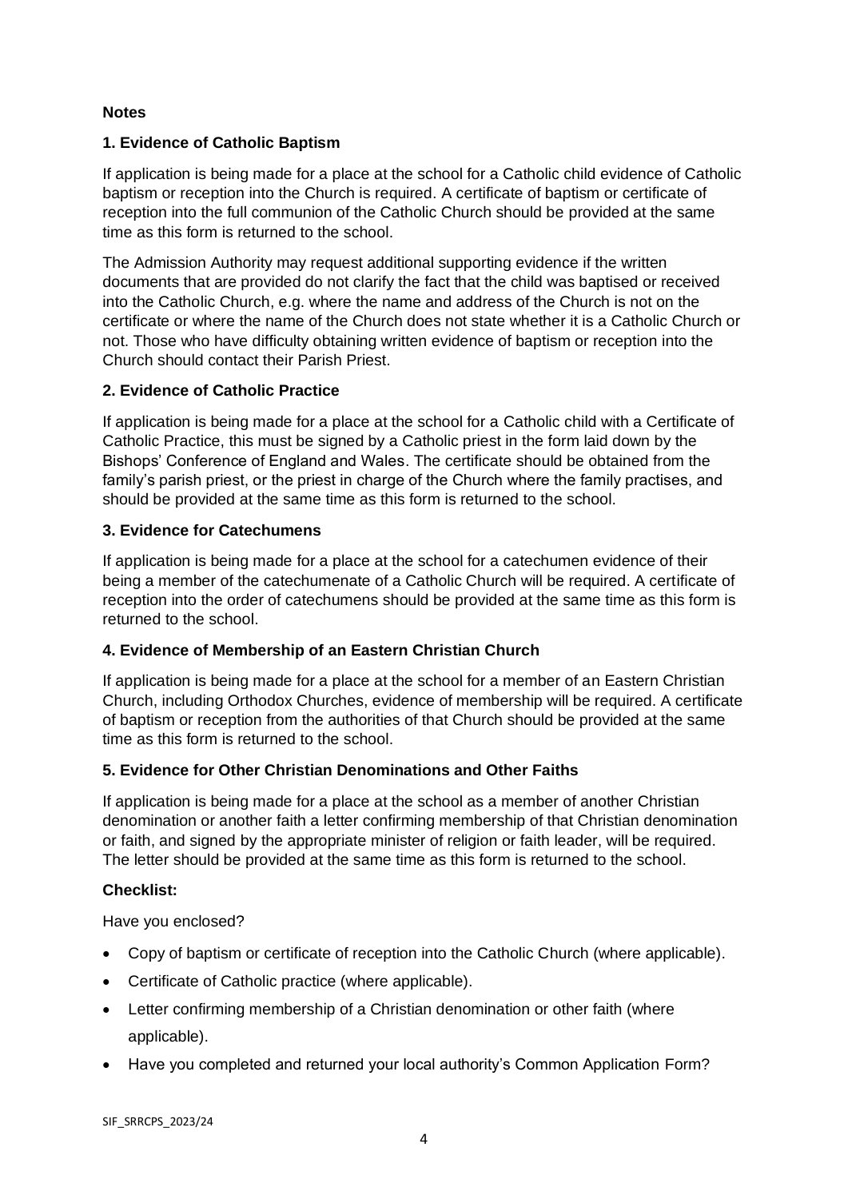**Notes**

**1. Evidence of Catholic Baptism**

If application is being made for a place at the school for a Catholic child evidence of Catholic baptism or reception into the Church is required. A certificate of baptism or certificate of reception into the full communion of the Catholic Church should be provided at the same time as this form is returned to the school.

The Admission Authority may request additional supporting evidence if the written documents that are provided do not clarify the fact that the child was baptised or received into the Catholic Church, e.g. where the name and address of the Church is not on the certificate or where the name of the Church does not state whether it is a Catholic Church or not. Those who have difficulty obtaining written evidence of baptism or reception into the Church should contact their Parish Priest.

**2. Evidence of Catholic Practice**

If application is being made for a place at the school for a Catholic child with a Certificate of Catholic Practice, this must be signed by a Catholic priest in the form laid down by the Bishops' Conference of England and Wales. The certificate should be obtained from the family's parish priest, or the priest in charge of the Church where the family practises, and should be provided at the same time as this form is returned to the school.

**3. Evidence for Catechumens**

If application is being made for a place at the school for a catechumen evidence of their being a member of the catechumenate of a Catholic Church will be required. A certificate of reception into the order of catechumens should be provided at the same time as this form is returned to the school.

**4. Evidence of Membership of an Eastern Christian Church**

If application is being made for a place at the school for a member of an Eastern Christian Church, including Orthodox Churches, evidence of membership will be required. A certificate of baptism or reception from the authorities of that Church should be provided at the same time as this form is returned to the school.

**5. Evidence for Other Christian Denominations and Other Faiths**

If application is being made for a place at the school as a member of another Christian denomination or another faith a letter confirming membership of that Christian denomination or faith, and signed by the appropriate minister of religion or faith leader, will be required. The letter should be provided at the same time as this form is returned to the school.

**Checklist:**

Have you enclosed?

- Copy of baptism or certificate of reception into the Catholic Church (where applicable).
- Certificate of Catholic practice (where applicable).
- Letter confirming membership of a Christian denomination or other faith (where applicable).
- Have you completed and returned your local authority's Common Application Form?

SIF_SRRCPS_2023/24